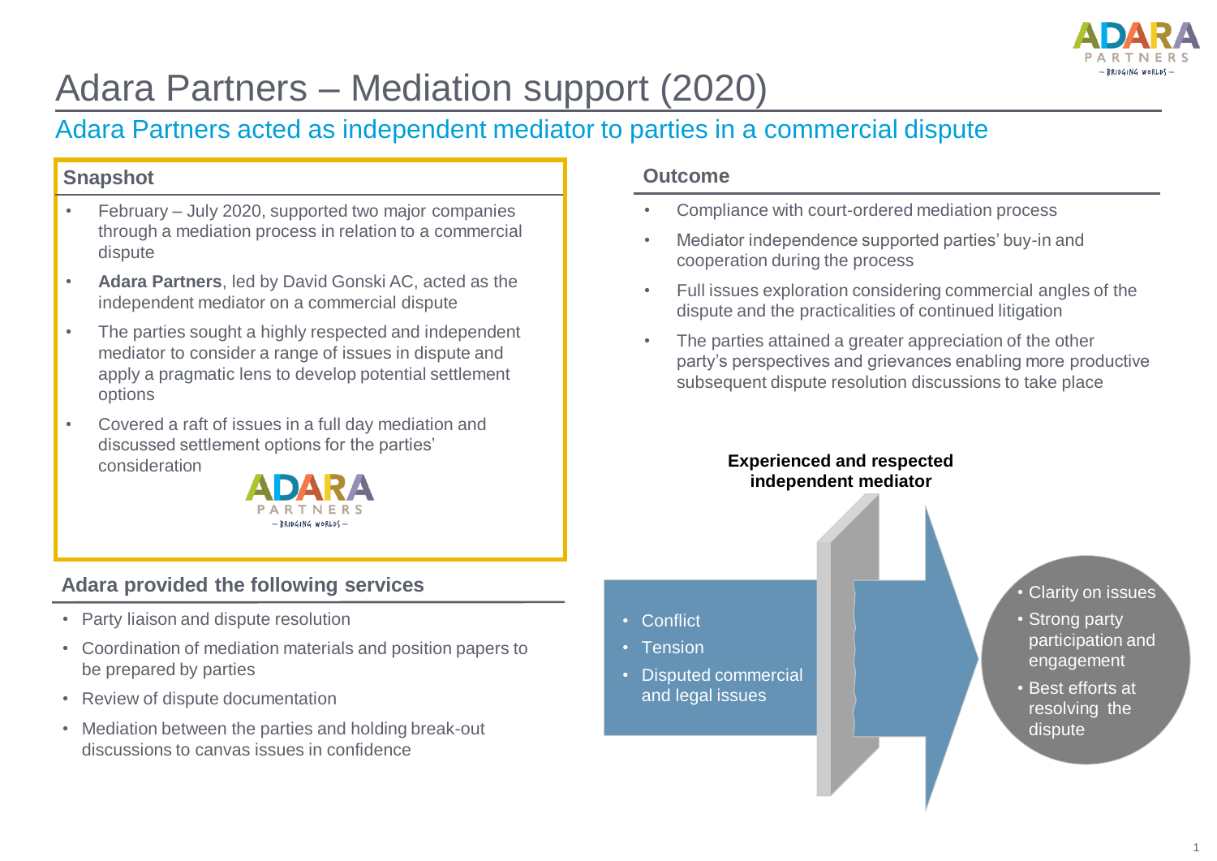# Adara Partners – Mediation support (2020)

## Adara Partners acted as independent mediator to parties in a commercial dispute

### Snapshot

- February – July 2020, supported two major companies through a mediation process in relation to a commercial dispute
- **Adara Partners**, led by David Gonski AC, acted as the independent mediator on a commercial dispute
- The parties sought a highly respected and independent mediator to consider a range of issues in dispute and apply a pragmatic lens to develop potential settlement options
- Covered a raft of issues in a full day mediation and discussed settlement options for the parties' consideration

### Adara provided the following services

- Party liaison and dispute resolution
- Coordination of mediation materials and position papers to be prepared by parties
- Review of dispute documentation
- Mediation between the parties and holding break-out discussions to canvas issues in confidence

### Outcome

- Compliance with court-ordered mediation process
- Mediator independence supported parties' buy-in and cooperation during the process
- Full issues exploration considering commercial angles of the dispute and the practicalities of continued litigation
- The parties attained a greater appreciation of the other party's perspectives and grievances enabling more productive subsequent dispute resolution discussions to take place

**Experienced and respected independent mediator**

- Conflict
- Tension
- Disputed commercial and legal issues

- Clarity on issues
- Strong party participation and engagement
- Best efforts at resolving the dispute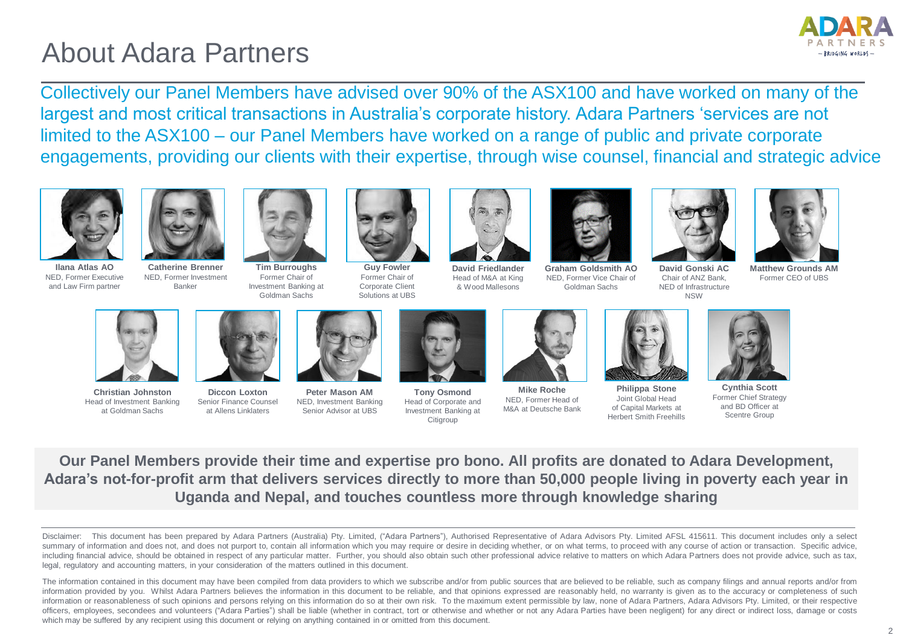# About Adara Partners

Collectively our Panel Members have advised over 90% of the ASX100 and have worked on many of the largest and most critical transactions in Australia's corporate history. Adara Partners 'services are not limited to the ASX100 – our Panel Members have worked on a range of public and private corporate engagements, providing our clients with their expertise, through wise counsel, financial and strategic advice

**Ilana Atlas AO**
NED, Former Executive and Law Firm partner

**Catherine Brenner**
NED, Former Investment Banker

**Tim Burroughs**
Former Chair of Investment Banking at Goldman Sachs

**Guy Fowler**
Former Chair of Corporate Client Solutions at UBS

**David Friedlander**
Head of M&A at King & Wood Mallesons

**Graham Goldsmith AO**
NED, Former Vice Chair of Goldman Sachs

**David Gonski AC**
Chair of ANZ Bank, NED of Infrastructure NSW

**Matthew Grounds AM**
Former CEO of UBS

**Christian Johnston**
Head of Investment Banking at Goldman Sachs

**Diccon Loxton**
Senior Finance Counsel at Allens Linklaters

**Peter Mason AM**
NED, Investment Banking Senior Advisor at UBS

**Tony Osmond**
Head of Corporate and Investment Banking at Citigroup

**Mike Roche**
NED, Former Head of M&A at Deutsche Bank

**Philippa Stone**
Joint Global Head of Capital Markets at Herbert Smith Freehills

**Cynthia Scott**
Former Chief Strategy and BD Officer at Scentre Group

**Our Panel Members provide their time and expertise pro bono. All profits are donated to Adara Development, Adara's not-for-profit arm that delivers services directly to more than 50,000 people living in poverty each year in Uganda and Nepal, and touches countless more through knowledge sharing**

Disclaimer: This document has been prepared by Adara Partners (Australia) Pty. Limited, ("Adara Partners"), Authorised Representative of Adara Advisors Pty. Limited AFSL 415611. This document includes only a select summary of information and does not, and does not purport to, contain all information which you may require or desire in deciding whether, or on what terms, to proceed with any course of action or transaction. Specific advice, including financial advice, should be obtained in respect of any particular matter. Further, you should also obtain such other professional advice relative to matters on which Adara Partners does not provide advice, such as tax, legal, regulatory and accounting matters, in your consideration of the matters outlined in this document.

The information contained in this document may have been compiled from data providers to which we subscribe and/or from public sources that are believed to be reliable, such as company filings and annual reports and/or from information provided by you. Whilst Adara Partners believes the information in this document to be reliable, and that opinions expressed are reasonably held, no warranty is given as to the accuracy or completeness of such information or reasonableness of such opinions and persons relying on this information do so at their own risk. To the maximum extent permissible by law, none of Adara Partners, Adara Advisors Pty. Limited, or their respective officers, employees, secondees and volunteers ("Adara Parties") shall be liable (whether in contract, tort or otherwise and whether or not any Adara Parties have been negligent) for any direct or indirect loss, damage or costs which may be suffered by any recipient using this document or relying on anything contained in or omitted from this document.